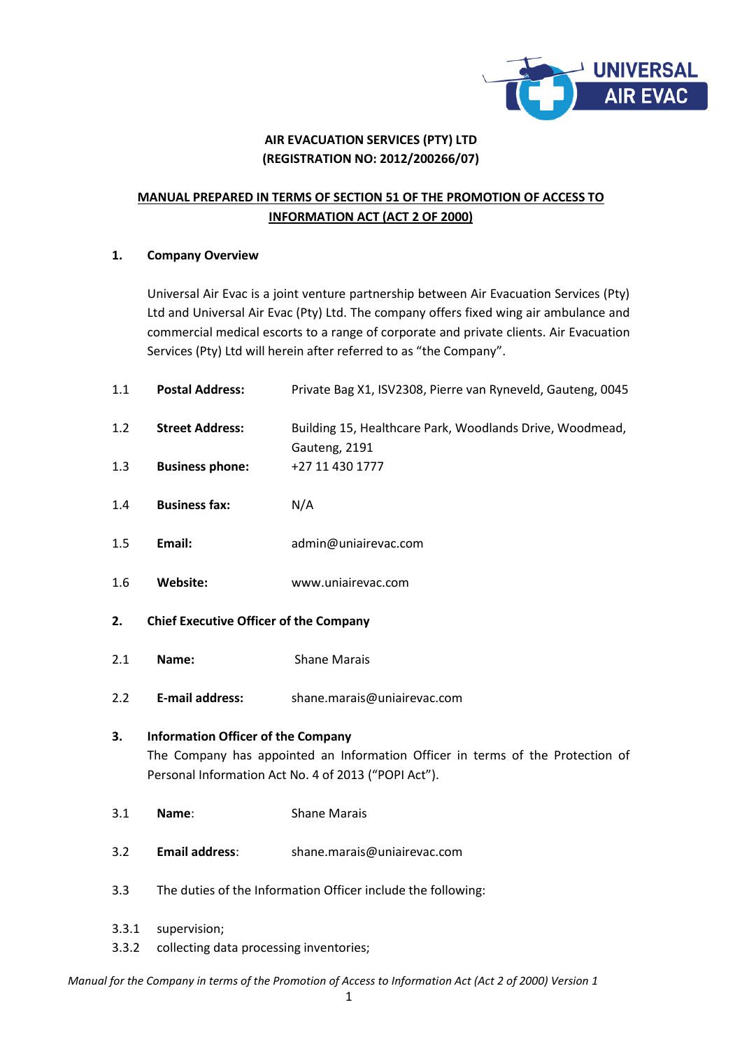**AIR EVACUATION SERVICES (PTY) LTD**
**(REGISTRATION NO: 2012/200266/07)**

**MANUAL PREPARED IN TERMS OF SECTION 51 OF THE PROMOTION OF ACCESS TO INFORMATION ACT (ACT 2 OF 2000)**

## 1. Company Overview

Universal Air Evac is a joint venture partnership between Air Evacuation Services (Pty) Ltd and Universal Air Evac (Pty) Ltd. The company offers fixed wing air ambulance and commercial medical escorts to a range of corporate and private clients. Air Evacuation Services (Pty) Ltd will herein after referred to as "the Company".

1.1 **Postal Address:** Private Bag X1, ISV2308, Pierre van Ryneveld, Gauteng, 0045

1.2 **Street Address:** Building 15, Healthcare Park, Woodlands Drive, Woodmead, Gauteng, 2191

1.3 **Business phone:** +27 11 430 1777

1.4 **Business fax:** N/A

1.5 **Email:** admin@uniairevac.com

1.6 **Website:** www.uniairevac.com

## 2. Chief Executive Officer of the Company

2.1 **Name:** Shane Marais

2.2 **E-mail address:** shane.marais@uniairevac.com

## 3. Information Officer of the Company

The Company has appointed an Information Officer in terms of the Protection of Personal Information Act No. 4 of 2013 ("POPI Act").

3.1 **Name**: Shane Marais

3.2 **Email address**: shane.marais@uniairevac.com

3.3 The duties of the Information Officer include the following:

3.3.1 supervision;

3.3.2 collecting data processing inventories;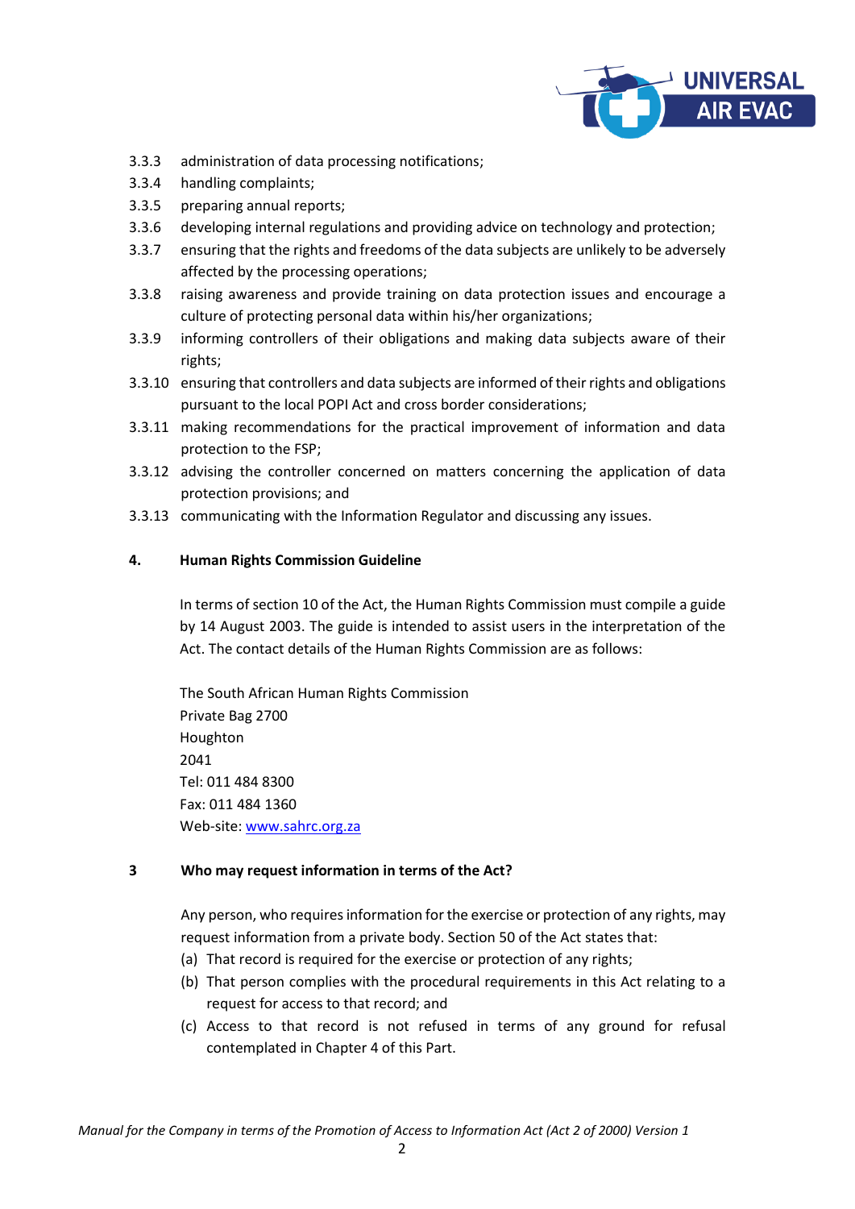3.3.3 administration of data processing notifications;

3.3.4 handling complaints;

3.3.5 preparing annual reports;

3.3.6 developing internal regulations and providing advice on technology and protection;

3.3.7 ensuring that the rights and freedoms of the data subjects are unlikely to be adversely affected by the processing operations;

3.3.8 raising awareness and provide training on data protection issues and encourage a culture of protecting personal data within his/her organizations;

3.3.9 informing controllers of their obligations and making data subjects aware of their rights;

3.3.10 ensuring that controllers and data subjects are informed of their rights and obligations pursuant to the local POPI Act and cross border considerations;

3.3.11 making recommendations for the practical improvement of information and data protection to the FSP;

3.3.12 advising the controller concerned on matters concerning the application of data protection provisions; and

3.3.13 communicating with the Information Regulator and discussing any issues.

## 4. Human Rights Commission Guideline

In terms of section 10 of the Act, the Human Rights Commission must compile a guide by 14 August 2003. The guide is intended to assist users in the interpretation of the Act. The contact details of the Human Rights Commission are as follows:

The South African Human Rights Commission
Private Bag 2700
Houghton
2041
Tel: 011 484 8300
Fax: 011 484 1360
Web-site: www.sahrc.org.za

## 3 Who may request information in terms of the Act?

Any person, who requires information for the exercise or protection of any rights, may request information from a private body. Section 50 of the Act states that:

(a) That record is required for the exercise or protection of any rights;

(b) That person complies with the procedural requirements in this Act relating to a request for access to that record; and

(c) Access to that record is not refused in terms of any ground for refusal contemplated in Chapter 4 of this Part.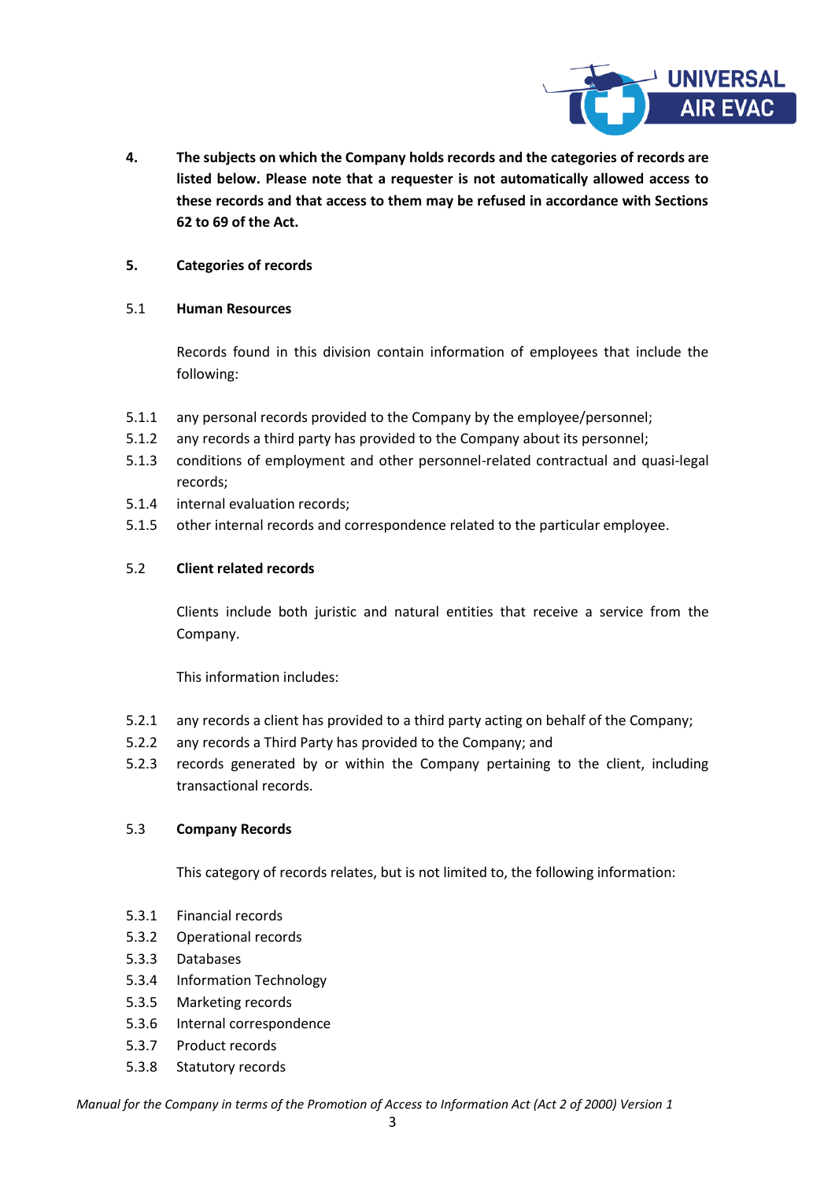**4. The subjects on which the Company holds records and the categories of records are listed below. Please note that a requester is not automatically allowed access to these records and that access to them may be refused in accordance with Sections 62 to 69 of the Act.**

## 5. Categories of records

### 5.1 Human Resources

Records found in this division contain information of employees that include the following:

5.1.1 any personal records provided to the Company by the employee/personnel;
5.1.2 any records a third party has provided to the Company about its personnel;
5.1.3 conditions of employment and other personnel-related contractual and quasi-legal records;
5.1.4 internal evaluation records;
5.1.5 other internal records and correspondence related to the particular employee.

### 5.2 Client related records

Clients include both juristic and natural entities that receive a service from the Company.

This information includes:

5.2.1 any records a client has provided to a third party acting on behalf of the Company;
5.2.2 any records a Third Party has provided to the Company; and
5.2.3 records generated by or within the Company pertaining to the client, including transactional records.

### 5.3 Company Records

This category of records relates, but is not limited to, the following information:

5.3.1 Financial records
5.3.2 Operational records
5.3.3 Databases
5.3.4 Information Technology
5.3.5 Marketing records
5.3.6 Internal correspondence
5.3.7 Product records
5.3.8 Statutory records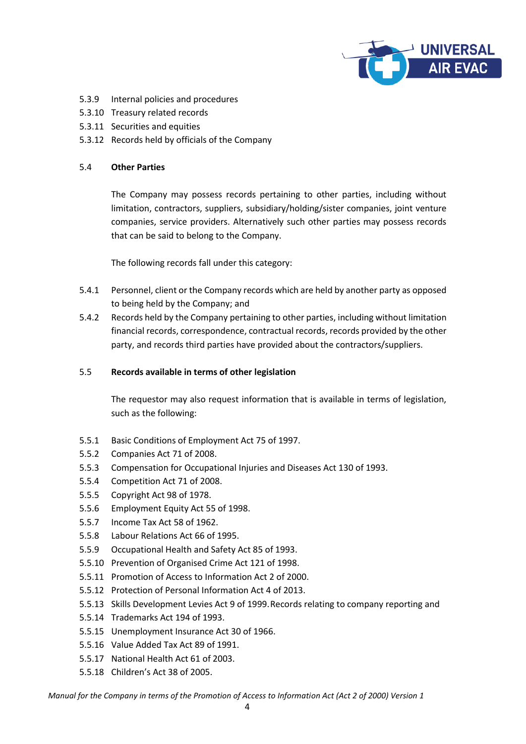5.3.9 Internal policies and procedures
5.3.10 Treasury related records
5.3.11 Securities and equities
5.3.12 Records held by officials of the Company

## 5.4 Other Parties

The Company may possess records pertaining to other parties, including without limitation, contractors, suppliers, subsidiary/holding/sister companies, joint venture companies, service providers. Alternatively such other parties may possess records that can be said to belong to the Company.

The following records fall under this category:

5.4.1 Personnel, client or the Company records which are held by another party as opposed to being held by the Company; and

5.4.2 Records held by the Company pertaining to other parties, including without limitation financial records, correspondence, contractual records, records provided by the other party, and records third parties have provided about the contractors/suppliers.

## 5.5 Records available in terms of other legislation

The requestor may also request information that is available in terms of legislation, such as the following:

5.5.1 Basic Conditions of Employment Act 75 of 1997.
5.5.2 Companies Act 71 of 2008.
5.5.3 Compensation for Occupational Injuries and Diseases Act 130 of 1993.
5.5.4 Competition Act 71 of 2008.
5.5.5 Copyright Act 98 of 1978.
5.5.6 Employment Equity Act 55 of 1998.
5.5.7 Income Tax Act 58 of 1962.
5.5.8 Labour Relations Act 66 of 1995.
5.5.9 Occupational Health and Safety Act 85 of 1993.
5.5.10 Prevention of Organised Crime Act 121 of 1998.
5.5.11 Promotion of Access to Information Act 2 of 2000.
5.5.12 Protection of Personal Information Act 4 of 2013.
5.5.13 Skills Development Levies Act 9 of 1999. Records relating to company reporting and
5.5.14 Trademarks Act 194 of 1993.
5.5.15 Unemployment Insurance Act 30 of 1966.
5.5.16 Value Added Tax Act 89 of 1991.
5.5.17 National Health Act 61 of 2003.
5.5.18 Children's Act 38 of 2005.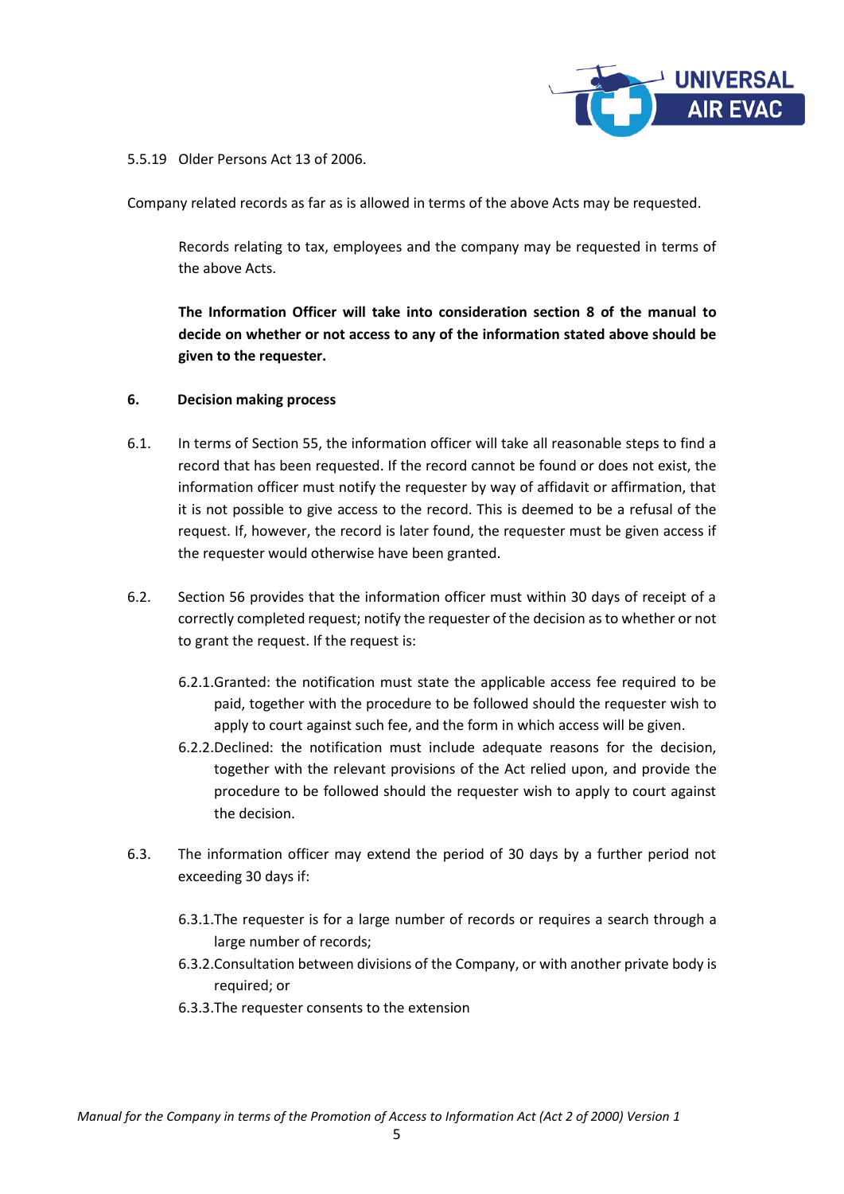5.5.19 Older Persons Act 13 of 2006.

Company related records as far as is allowed in terms of the above Acts may be requested.

Records relating to tax, employees and the company may be requested in terms of the above Acts.

**The Information Officer will take into consideration section 8 of the manual to decide on whether or not access to any of the information stated above should be given to the requester.**

## 6. Decision making process

6.1. In terms of Section 55, the information officer will take all reasonable steps to find a record that has been requested. If the record cannot be found or does not exist, the information officer must notify the requester by way of affidavit or affirmation, that it is not possible to give access to the record. This is deemed to be a refusal of the request. If, however, the record is later found, the requester must be given access if the requester would otherwise have been granted.

6.2. Section 56 provides that the information officer must within 30 days of receipt of a correctly completed request; notify the requester of the decision as to whether or not to grant the request. If the request is:

6.2.1. Granted: the notification must state the applicable access fee required to be paid, together with the procedure to be followed should the requester wish to apply to court against such fee, and the form in which access will be given.

6.2.2. Declined: the notification must include adequate reasons for the decision, together with the relevant provisions of the Act relied upon, and provide the procedure to be followed should the requester wish to apply to court against the decision.

6.3. The information officer may extend the period of 30 days by a further period not exceeding 30 days if:

6.3.1. The requester is for a large number of records or requires a search through a large number of records;

6.3.2. Consultation between divisions of the Company, or with another private body is required; or

6.3.3. The requester consents to the extension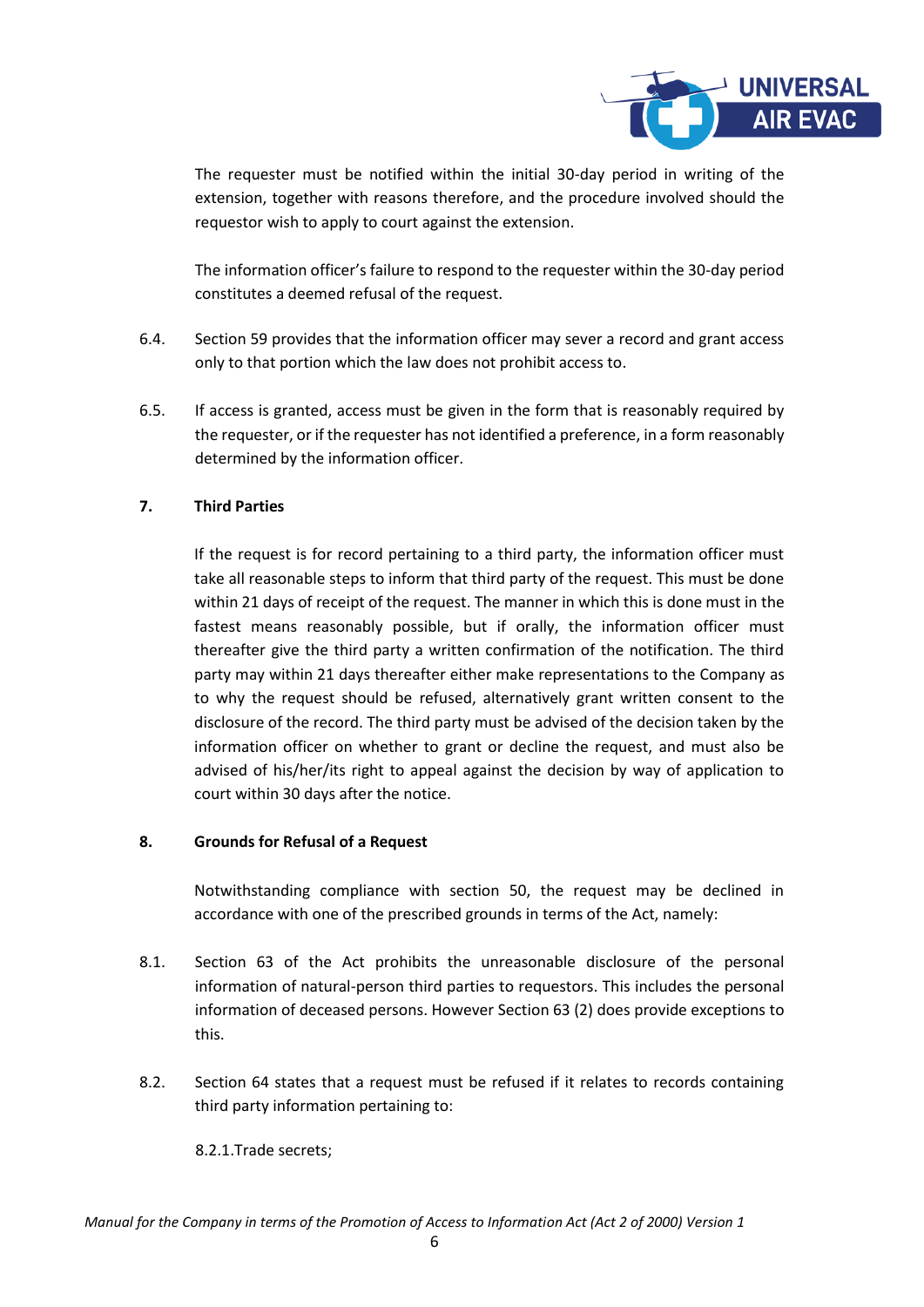The requester must be notified within the initial 30-day period in writing of the extension, together with reasons therefore, and the procedure involved should the requestor wish to apply to court against the extension.

The information officer's failure to respond to the requester within the 30-day period constitutes a deemed refusal of the request.

6.4. Section 59 provides that the information officer may sever a record and grant access only to that portion which the law does not prohibit access to.

6.5. If access is granted, access must be given in the form that is reasonably required by the requester, or if the requester has not identified a preference, in a form reasonably determined by the information officer.

## 7. Third Parties

If the request is for record pertaining to a third party, the information officer must take all reasonable steps to inform that third party of the request. This must be done within 21 days of receipt of the request. The manner in which this is done must in the fastest means reasonably possible, but if orally, the information officer must thereafter give the third party a written confirmation of the notification. The third party may within 21 days thereafter either make representations to the Company as to why the request should be refused, alternatively grant written consent to the disclosure of the record. The third party must be advised of the decision taken by the information officer on whether to grant or decline the request, and must also be advised of his/her/its right to appeal against the decision by way of application to court within 30 days after the notice.

## 8. Grounds for Refusal of a Request

Notwithstanding compliance with section 50, the request may be declined in accordance with one of the prescribed grounds in terms of the Act, namely:

8.1. Section 63 of the Act prohibits the unreasonable disclosure of the personal information of natural-person third parties to requestors. This includes the personal information of deceased persons. However Section 63 (2) does provide exceptions to this.

8.2. Section 64 states that a request must be refused if it relates to records containing third party information pertaining to:

8.2.1. Trade secrets;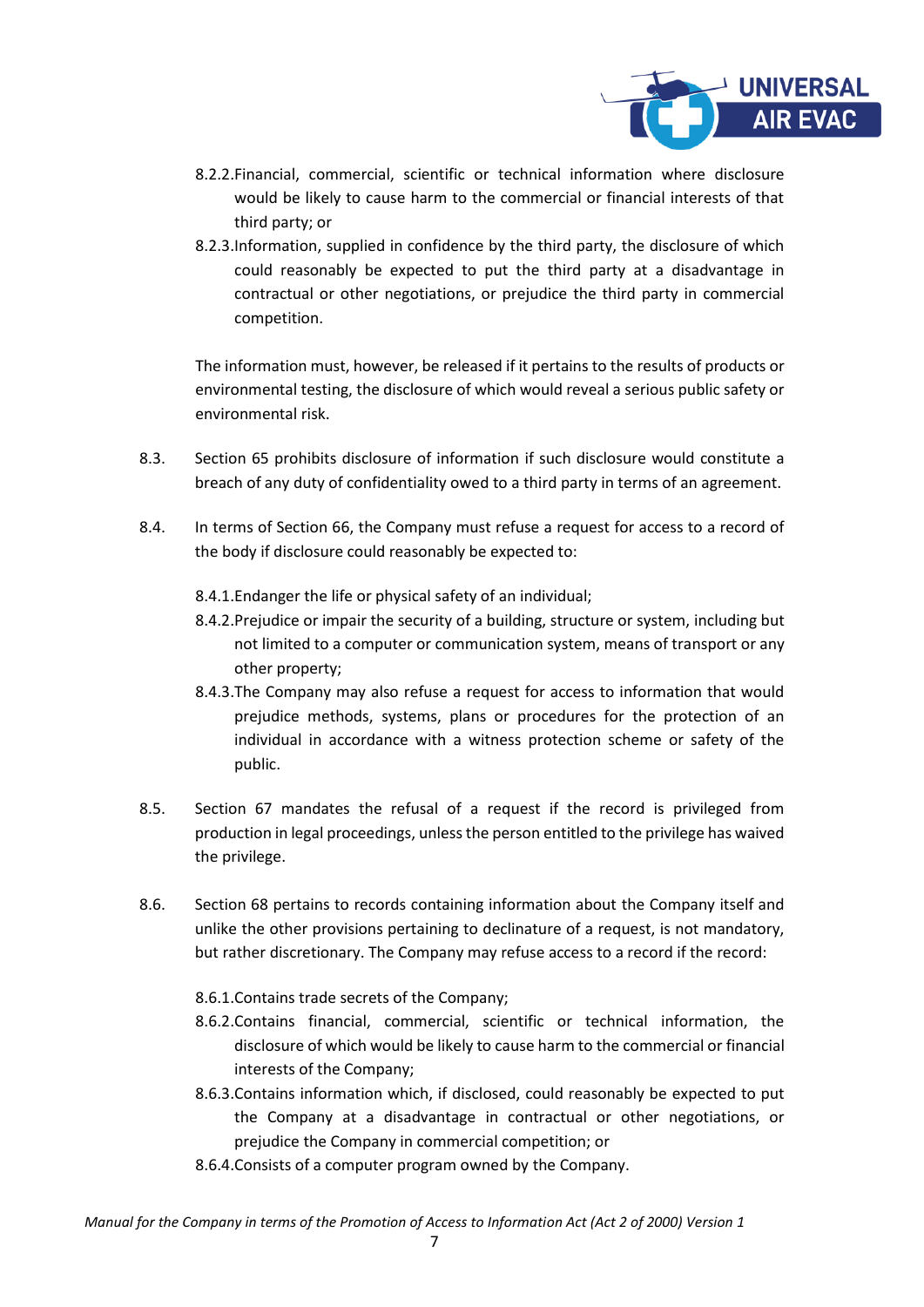8.2.2. Financial, commercial, scientific or technical information where disclosure would be likely to cause harm to the commercial or financial interests of that third party; or

8.2.3. Information, supplied in confidence by the third party, the disclosure of which could reasonably be expected to put the third party at a disadvantage in contractual or other negotiations, or prejudice the third party in commercial competition.

The information must, however, be released if it pertains to the results of products or environmental testing, the disclosure of which would reveal a serious public safety or environmental risk.

8.3. Section 65 prohibits disclosure of information if such disclosure would constitute a breach of any duty of confidentiality owed to a third party in terms of an agreement.

8.4. In terms of Section 66, the Company must refuse a request for access to a record of the body if disclosure could reasonably be expected to:

8.4.1. Endanger the life or physical safety of an individual;

8.4.2. Prejudice or impair the security of a building, structure or system, including but not limited to a computer or communication system, means of transport or any other property;

8.4.3. The Company may also refuse a request for access to information that would prejudice methods, systems, plans or procedures for the protection of an individual in accordance with a witness protection scheme or safety of the public.

8.5. Section 67 mandates the refusal of a request if the record is privileged from production in legal proceedings, unless the person entitled to the privilege has waived the privilege.

8.6. Section 68 pertains to records containing information about the Company itself and unlike the other provisions pertaining to declinature of a request, is not mandatory, but rather discretionary. The Company may refuse access to a record if the record:

8.6.1. Contains trade secrets of the Company;

8.6.2. Contains financial, commercial, scientific or technical information, the disclosure of which would be likely to cause harm to the commercial or financial interests of the Company;

8.6.3. Contains information which, if disclosed, could reasonably be expected to put the Company at a disadvantage in contractual or other negotiations, or prejudice the Company in commercial competition; or

8.6.4. Consists of a computer program owned by the Company.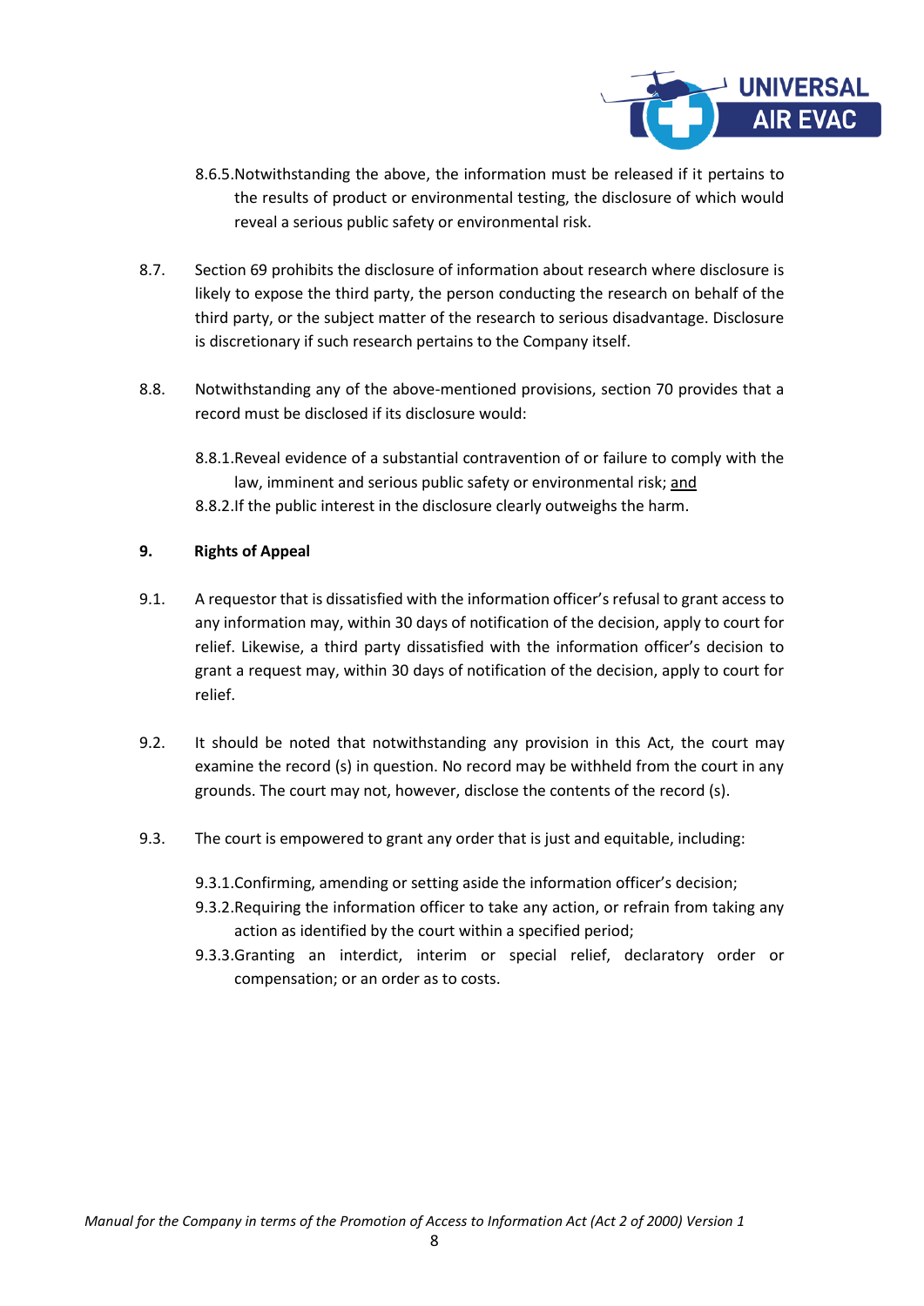8.6.5. Notwithstanding the above, the information must be released if it pertains to the results of product or environmental testing, the disclosure of which would reveal a serious public safety or environmental risk.

8.7. Section 69 prohibits the disclosure of information about research where disclosure is likely to expose the third party, the person conducting the research on behalf of the third party, or the subject matter of the research to serious disadvantage. Disclosure is discretionary if such research pertains to the Company itself.

8.8. Notwithstanding any of the above-mentioned provisions, section 70 provides that a record must be disclosed if its disclosure would:

8.8.1. Reveal evidence of a substantial contravention of or failure to comply with the law, imminent and serious public safety or environmental risk; <u>and</u>

8.8.2. If the public interest in the disclosure clearly outweighs the harm.

## 9. Rights of Appeal

9.1. A requestor that is dissatisfied with the information officer's refusal to grant access to any information may, within 30 days of notification of the decision, apply to court for relief. Likewise, a third party dissatisfied with the information officer's decision to grant a request may, within 30 days of notification of the decision, apply to court for relief.

9.2. It should be noted that notwithstanding any provision in this Act, the court may examine the record (s) in question. No record may be withheld from the court in any grounds. The court may not, however, disclose the contents of the record (s).

9.3. The court is empowered to grant any order that is just and equitable, including:

9.3.1. Confirming, amending or setting aside the information officer's decision;

9.3.2. Requiring the information officer to take any action, or refrain from taking any action as identified by the court within a specified period;

9.3.3. Granting an interdict, interim or special relief, declaratory order or compensation; or an order as to costs.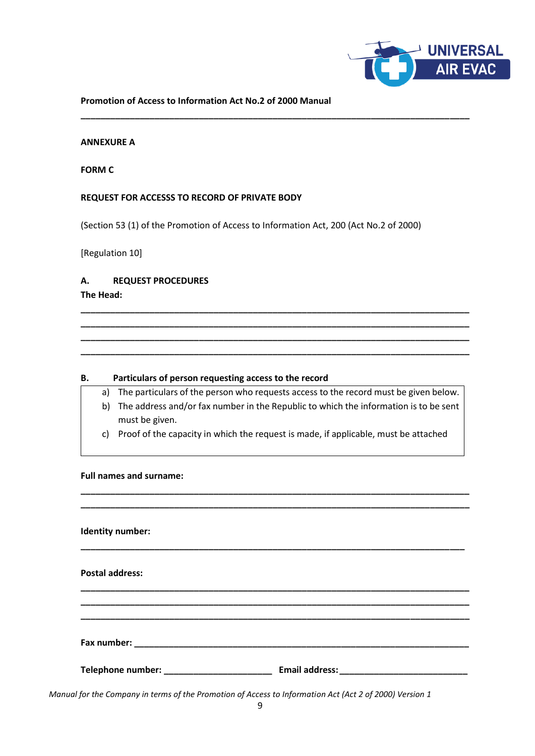**Promotion of Access to Information Act No.2 of 2000 Manual**

---

**ANNEXURE A**

**FORM C**

**REQUEST FOR ACCESSS TO RECORD OF PRIVATE BODY**

(Section 53 (1) of the Promotion of Access to Information Act, 200 (Act No.2 of 2000)

[Regulation 10]

**A. REQUEST PROCEDURES**

**The Head:**

\_\_\_\_\_\_\_\_\_\_\_\_\_\_\_\_\_\_\_\_\_\_\_\_\_\_\_\_\_\_\_\_\_\_\_\_\_\_\_\_\_\_\_\_\_\_\_\_\_\_\_\_\_\_\_\_\_\_\_\_\_\_\_\_\_\_\_\_\_\_

\_\_\_\_\_\_\_\_\_\_\_\_\_\_\_\_\_\_\_\_\_\_\_\_\_\_\_\_\_\_\_\_\_\_\_\_\_\_\_\_\_\_\_\_\_\_\_\_\_\_\_\_\_\_\_\_\_\_\_\_\_\_\_\_\_\_\_\_\_\_

\_\_\_\_\_\_\_\_\_\_\_\_\_\_\_\_\_\_\_\_\_\_\_\_\_\_\_\_\_\_\_\_\_\_\_\_\_\_\_\_\_\_\_\_\_\_\_\_\_\_\_\_\_\_\_\_\_\_\_\_\_\_\_\_\_\_\_\_\_\_

\_\_\_\_\_\_\_\_\_\_\_\_\_\_\_\_\_\_\_\_\_\_\_\_\_\_\_\_\_\_\_\_\_\_\_\_\_\_\_\_\_\_\_\_\_\_\_\_\_\_\_\_\_\_\_\_\_\_\_\_\_\_\_\_\_\_\_\_\_\_

**B. Particulars of person requesting access to the record**

| a) The particulars of the person who requests access to the record must be given below.<br>b) The address and/or fax number in the Republic to which the information is to be sent must be given.<br>c) Proof of the capacity in which the request is made, if applicable, must be attached |
|---|

**Full names and surname:**

\_\_\_\_\_\_\_\_\_\_\_\_\_\_\_\_\_\_\_\_\_\_\_\_\_\_\_\_\_\_\_\_\_\_\_\_\_\_\_\_\_\_\_\_\_\_\_\_\_\_\_\_\_\_\_\_\_\_\_\_\_\_\_\_\_\_\_\_\_\_

\_\_\_\_\_\_\_\_\_\_\_\_\_\_\_\_\_\_\_\_\_\_\_\_\_\_\_\_\_\_\_\_\_\_\_\_\_\_\_\_\_\_\_\_\_\_\_\_\_\_\_\_\_\_\_\_\_\_\_\_\_\_\_\_\_\_\_\_\_\_

**Identity number:**

\_\_\_\_\_\_\_\_\_\_\_\_\_\_\_\_\_\_\_\_\_\_\_\_\_\_\_\_\_\_\_\_\_\_\_\_\_\_\_\_\_\_\_\_\_\_\_\_\_\_\_\_\_\_\_\_\_\_\_\_\_\_\_\_\_\_\_\_\_\_

**Postal address:**

\_\_\_\_\_\_\_\_\_\_\_\_\_\_\_\_\_\_\_\_\_\_\_\_\_\_\_\_\_\_\_\_\_\_\_\_\_\_\_\_\_\_\_\_\_\_\_\_\_\_\_\_\_\_\_\_\_\_\_\_\_\_\_\_\_\_\_\_\_\_

\_\_\_\_\_\_\_\_\_\_\_\_\_\_\_\_\_\_\_\_\_\_\_\_\_\_\_\_\_\_\_\_\_\_\_\_\_\_\_\_\_\_\_\_\_\_\_\_\_\_\_\_\_\_\_\_\_\_\_\_\_\_\_\_\_\_\_\_\_\_

\_\_\_\_\_\_\_\_\_\_\_\_\_\_\_\_\_\_\_\_\_\_\_\_\_\_\_\_\_\_\_\_\_\_\_\_\_\_\_\_\_\_\_\_\_\_\_\_\_\_\_\_\_\_\_\_\_\_\_\_\_\_\_\_\_\_\_\_\_\_

**Fax number:** \_\_\_\_\_\_\_\_\_\_\_\_\_\_\_\_\_\_\_\_\_\_\_\_\_\_\_\_\_\_\_\_\_\_\_\_\_\_\_\_\_\_\_\_\_\_\_\_\_\_\_\_\_\_\_\_\_\_\_\_

**Telephone number:** \_\_\_\_\_\_\_\_\_\_\_\_\_\_\_\_\_\_\_\_\_\_ **Email address:** \_\_\_\_\_\_\_\_\_\_\_\_\_\_\_\_\_\_\_\_\_\_\_\_\_\_

*Manual for the Company in terms of the Promotion of Access to Information Act (Act 2 of 2000) Version 1*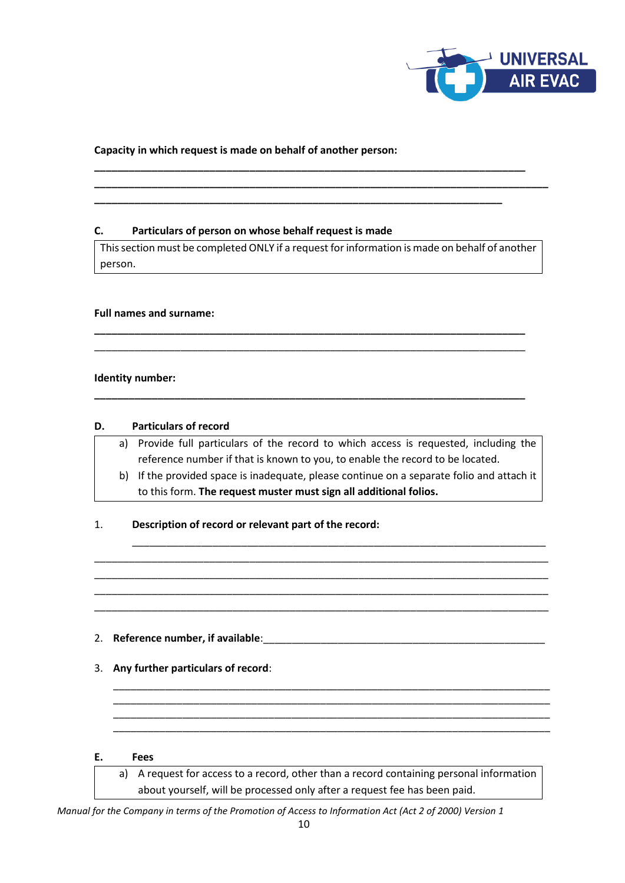**Capacity in which request is made on behalf of another person:**

\_\_\_\_\_\_\_\_\_\_\_\_\_\_\_\_\_\_\_\_\_\_\_\_\_\_\_\_\_\_\_\_\_\_\_\_\_\_\_\_\_\_\_\_\_\_\_\_\_\_\_\_\_\_\_\_\_\_\_\_\_\_\_\_\_\_\_\_\_\_\_\_
\_\_\_\_\_\_\_\_\_\_\_\_\_\_\_\_\_\_\_\_\_\_\_\_\_\_\_\_\_\_\_\_\_\_\_\_\_\_\_\_\_\_\_\_\_\_\_\_\_\_\_\_\_\_\_\_\_\_\_\_\_\_\_\_\_\_\_\_\_\_\_\_
\_\_\_\_\_\_\_\_\_\_\_\_\_\_\_\_\_\_\_\_\_\_\_\_\_\_\_\_\_\_\_\_\_\_\_\_\_\_\_\_\_\_\_\_\_\_\_\_\_\_\_\_\_\_\_\_\_\_\_\_\_\_\_\_\_\_\_\_\_\_\_\_

### C. Particulars of person on whose behalf request is made

| This section must be completed ONLY if a request for information is made on behalf of another person. |
|---|

**Full names and surname:**

\_\_\_\_\_\_\_\_\_\_\_\_\_\_\_\_\_\_\_\_\_\_\_\_\_\_\_\_\_\_\_\_\_\_\_\_\_\_\_\_\_\_\_\_\_\_\_\_\_\_\_\_\_\_\_\_\_\_\_\_\_\_\_\_\_\_\_\_\_\_\_\_
\_\_\_\_\_\_\_\_\_\_\_\_\_\_\_\_\_\_\_\_\_\_\_\_\_\_\_\_\_\_\_\_\_\_\_\_\_\_\_\_\_\_\_\_\_\_\_\_\_\_\_\_\_\_\_\_\_\_\_\_\_\_\_\_\_\_\_\_\_\_\_\_

**Identity number:**

\_\_\_\_\_\_\_\_\_\_\_\_\_\_\_\_\_\_\_\_\_\_\_\_\_\_\_\_\_\_\_\_\_\_\_\_\_\_\_\_\_\_\_\_\_\_\_\_\_\_\_\_\_\_\_\_\_\_\_\_\_\_\_\_\_\_\_\_\_\_\_\_

### D. Particulars of record

| a) Provide full particulars of the record to which access is requested, including the reference number if that is known to you, to enable the record to be located.<br>b) If the provided space is inadequate, please continue on a separate folio and attach it to this form. **The request muster must sign all additional folios.** |
|---|

1. **Description of record or relevant part of the record:**

\_\_\_\_\_\_\_\_\_\_\_\_\_\_\_\_\_\_\_\_\_\_\_\_\_\_\_\_\_\_\_\_\_\_\_\_\_\_\_\_\_\_\_\_\_\_\_\_\_\_\_\_\_\_\_\_\_\_\_\_\_\_\_\_\_\_\_\_\_\_\_\_
\_\_\_\_\_\_\_\_\_\_\_\_\_\_\_\_\_\_\_\_\_\_\_\_\_\_\_\_\_\_\_\_\_\_\_\_\_\_\_\_\_\_\_\_\_\_\_\_\_\_\_\_\_\_\_\_\_\_\_\_\_\_\_\_\_\_\_\_\_\_\_\_
\_\_\_\_\_\_\_\_\_\_\_\_\_\_\_\_\_\_\_\_\_\_\_\_\_\_\_\_\_\_\_\_\_\_\_\_\_\_\_\_\_\_\_\_\_\_\_\_\_\_\_\_\_\_\_\_\_\_\_\_\_\_\_\_\_\_\_\_\_\_\_\_
\_\_\_\_\_\_\_\_\_\_\_\_\_\_\_\_\_\_\_\_\_\_\_\_\_\_\_\_\_\_\_\_\_\_\_\_\_\_\_\_\_\_\_\_\_\_\_\_\_\_\_\_\_\_\_\_\_\_\_\_\_\_\_\_\_\_\_\_\_\_\_\_
\_\_\_\_\_\_\_\_\_\_\_\_\_\_\_\_\_\_\_\_\_\_\_\_\_\_\_\_\_\_\_\_\_\_\_\_\_\_\_\_\_\_\_\_\_\_\_\_\_\_\_\_\_\_\_\_\_\_\_\_\_\_\_\_\_\_\_\_\_\_\_\_

2. **Reference number, if available**:\_\_\_\_\_\_\_\_\_\_\_\_\_\_\_\_\_\_\_\_\_\_\_\_\_\_\_\_\_\_\_\_\_\_\_\_\_\_\_\_\_\_\_\_\_\_\_\_\_\_

3. **Any further particulars of record**:

\_\_\_\_\_\_\_\_\_\_\_\_\_\_\_\_\_\_\_\_\_\_\_\_\_\_\_\_\_\_\_\_\_\_\_\_\_\_\_\_\_\_\_\_\_\_\_\_\_\_\_\_\_\_\_\_\_\_\_\_\_\_\_\_\_\_\_\_\_\_\_\_
\_\_\_\_\_\_\_\_\_\_\_\_\_\_\_\_\_\_\_\_\_\_\_\_\_\_\_\_\_\_\_\_\_\_\_\_\_\_\_\_\_\_\_\_\_\_\_\_\_\_\_\_\_\_\_\_\_\_\_\_\_\_\_\_\_\_\_\_\_\_\_\_
\_\_\_\_\_\_\_\_\_\_\_\_\_\_\_\_\_\_\_\_\_\_\_\_\_\_\_\_\_\_\_\_\_\_\_\_\_\_\_\_\_\_\_\_\_\_\_\_\_\_\_\_\_\_\_\_\_\_\_\_\_\_\_\_\_\_\_\_\_\_\_\_
\_\_\_\_\_\_\_\_\_\_\_\_\_\_\_\_\_\_\_\_\_\_\_\_\_\_\_\_\_\_\_\_\_\_\_\_\_\_\_\_\_\_\_\_\_\_\_\_\_\_\_\_\_\_\_\_\_\_\_\_\_\_\_\_\_\_\_\_\_\_\_\_

### E. Fees

| a) A request for access to a record, other than a record containing personal information about yourself, will be processed only after a request fee has been paid. |
|---|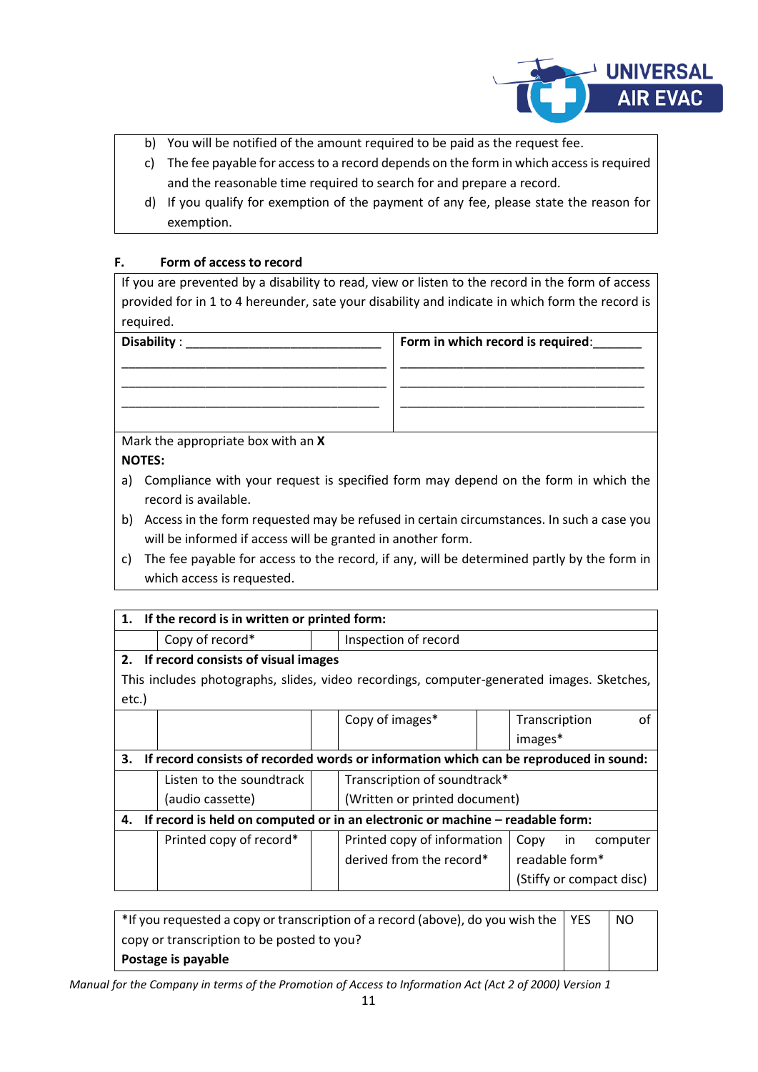b) You will be notified of the amount required to be paid as the request fee.

c) The fee payable for access to a record depends on the form in which access is required and the reasonable time required to search for and prepare a record.

d) If you qualify for exemption of the payment of any fee, please state the reason for exemption.

**F. Form of access to record**

If you are prevented by a disability to read, view or listen to the record in the form of access provided for in 1 to 4 hereunder, sate your disability and indicate in which form the record is required.

| **Disability** : ______________________________ | **Form in which record is required**:_______ |
|---|---|
| ________________________________________ | ________________________________________ |
| ________________________________________ | ________________________________________ |
| ________________________________________ | ________________________________________ |

Mark the appropriate box with an **X**

**NOTES:**

a) Compliance with your request is specified form may depend on the form in which the record is available.

b) Access in the form requested may be refused in certain circumstances. In such a case you will be informed if access will be granted in another form.

c) The fee payable for access to the record, if any, will be determined partly by the form in which access is requested.

| **1. If the record is in written or printed form:** | | | | | |
|---|---|---|---|---|---|
| | Copy of record* | | Inspection of record | | |
| **2. If record consists of visual images** This includes photographs, slides, video recordings, computer-generated images. Sketches, etc.) | | | | | |
| | | | Copy of images* | | Transcription of images* |
| **3. If record consists of recorded words or information which can be reproduced in sound:** | | | | | |
| | Listen to the soundtrack (audio cassette) | | Transcription of soundtrack* (Written or printed document) | | |
| **4. If record is held on computed or in an electronic or machine – readable form:** | | | | | |
| | Printed copy of record* | | Printed copy of information derived from the record* | | Copy in computer readable form* (Stiffy or compact disc) |

| *If you requested a copy or transcription of a record (above), do you wish the copy or transcription to be posted to you? **Postage is payable** | YES | NO |
|---|---|---|

*Manual for the Company in terms of the Promotion of Access to Information Act (Act 2 of 2000) Version 1*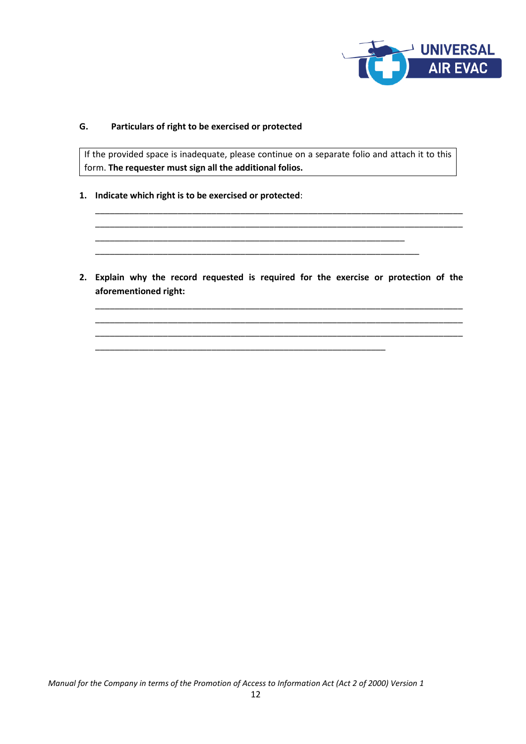## G. Particulars of right to be exercised or protected

| If the provided space is inadequate, please continue on a separate folio and attach it to this form. **The requester must sign all the additional folios.** |
| --- |

1. **Indicate which right is to be exercised or protected**:

   ___________________________________________________________________________
   ___________________________________________________________________________
   ________________________________________________________________
   ___________________________________________________________________

2. **Explain why the record requested is required for the exercise or protection of the aforementioned right:**

   ___________________________________________________________________________
   ___________________________________________________________________________
   ___________________________________________________________________________
   ____________________________________________________________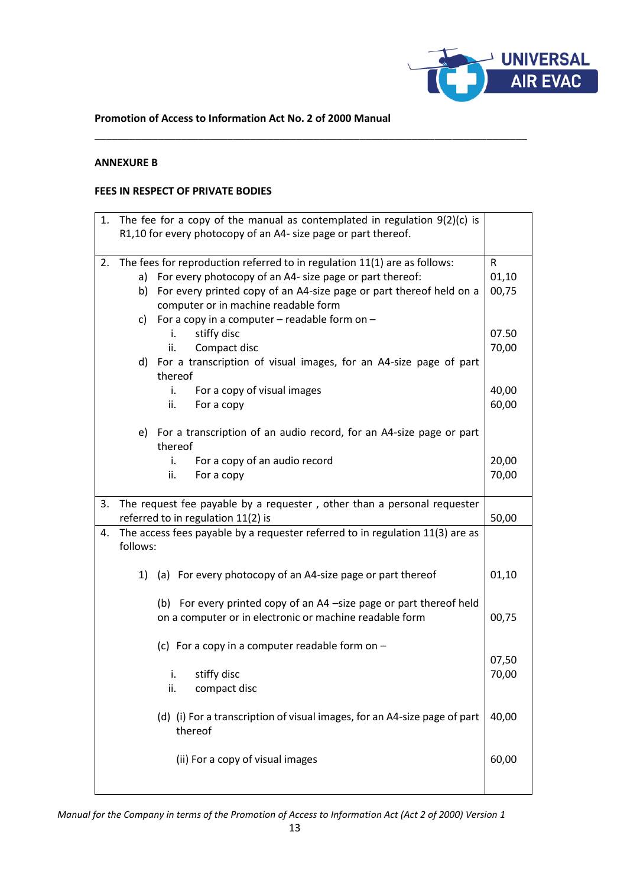**Promotion of Access to Information Act No. 2 of 2000 Manual**

**ANNEXURE B**

**FEES IN RESPECT OF PRIVATE BODIES**

| | |
|---|---|
| 1. The fee for a copy of the manual as contemplated in regulation 9(2)(c) is R1,10 for every photocopy of an A4- size page or part thereof. | |
| 2. The fees for reproduction referred to in regulation 11(1) are as follows: | R |
| a) For every photocopy of an A4- size page or part thereof: | 01,10 |
| b) For every printed copy of an A4-size page or part thereof held on a computer or in machine readable form | 00,75 |
| c) For a copy in a computer – readable form on – | |
| i. stiffy disc | 07.50 |
| ii. Compact disc | 70,00 |
| d) For a transcription of visual images, for an A4-size page of part thereof | |
| i. For a copy of visual images | 40,00 |
| ii. For a copy | 60,00 |
| e) For a transcription of an audio record, for an A4-size page or part thereof | |
| i. For a copy of an audio record | 20,00 |
| ii. For a copy | 70,00 |
| 3. The request fee payable by a requester , other than a personal requester referred to in regulation 11(2) is | 50,00 |
| 4. The access fees payable by a requester referred to in regulation 11(3) are as follows: | |
| 1) (a) For every photocopy of an A4-size page or part thereof | 01,10 |
| (b) For every printed copy of an A4 –size page or part thereof held on a computer or in electronic or machine readable form | 00,75 |
| (c) For a copy in a computer readable form on – | |
| i. stiffy disc | 07,50 |
| ii. compact disc | 70,00 |
| (d) (i) For a transcription of visual images, for an A4-size page of part thereof | 40,00 |
| (ii) For a copy of visual images | 60,00 |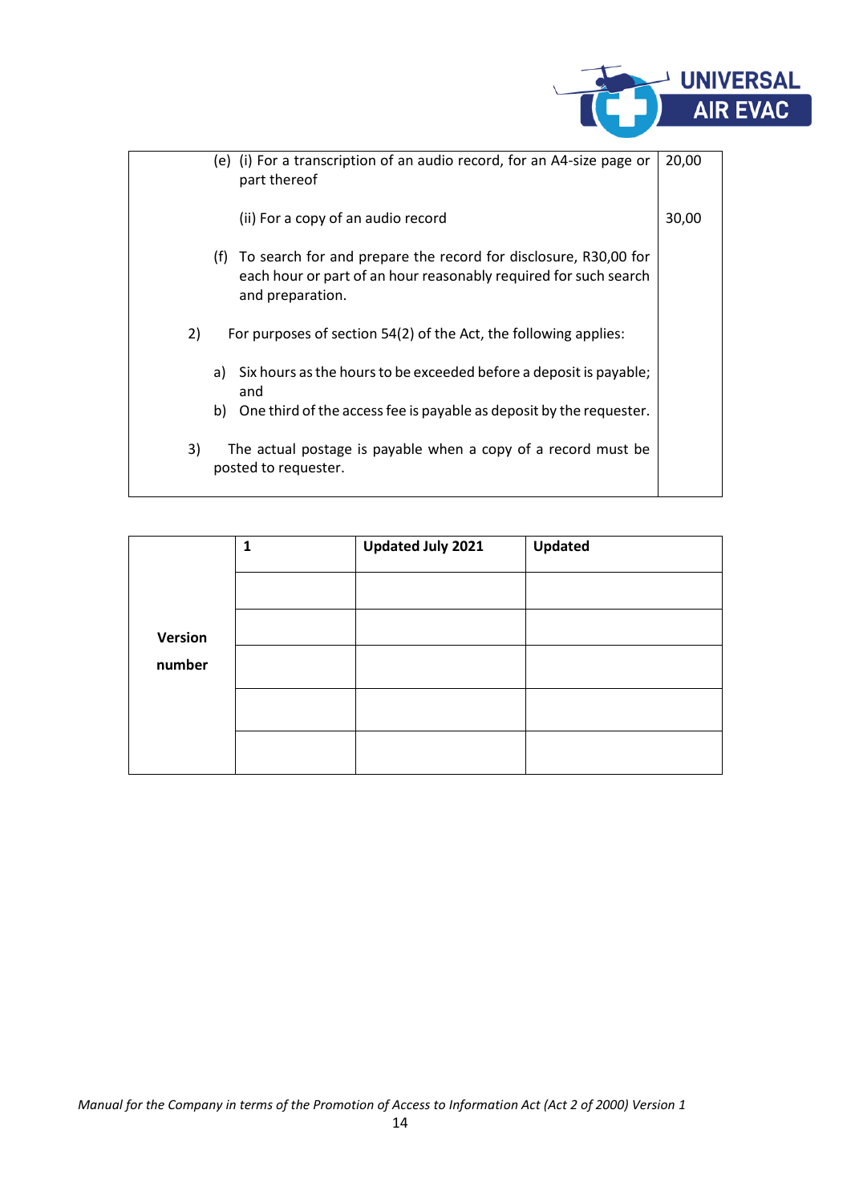| | |
|---|---|
| (e) (i) For a transcription of an audio record, for an A4-size page or part thereof | 20,00 |
| (ii) For a copy of an audio record | 30,00 |
| (f) To search for and prepare the record for disclosure, R30,00 for each hour or part of an hour reasonably required for such search and preparation. | |
| 2) For purposes of section 54(2) of the Act, the following applies: | |
| a) Six hours as the hours to be exceeded before a deposit is payable; and<br>b) One third of the access fee is payable as deposit by the requester. | |
| 3) The actual postage is payable when a copy of a record must be posted to requester. | |

| | | | |
|---|---|---|---|
| **Version number** | **1** | **Updated July 2021** | **Updated** |
| | | | |
| | | | |
| | | | |
| | | | |
| | | | |

*Manual for the Company in terms of the Promotion of Access to Information Act (Act 2 of 2000) Version 1*